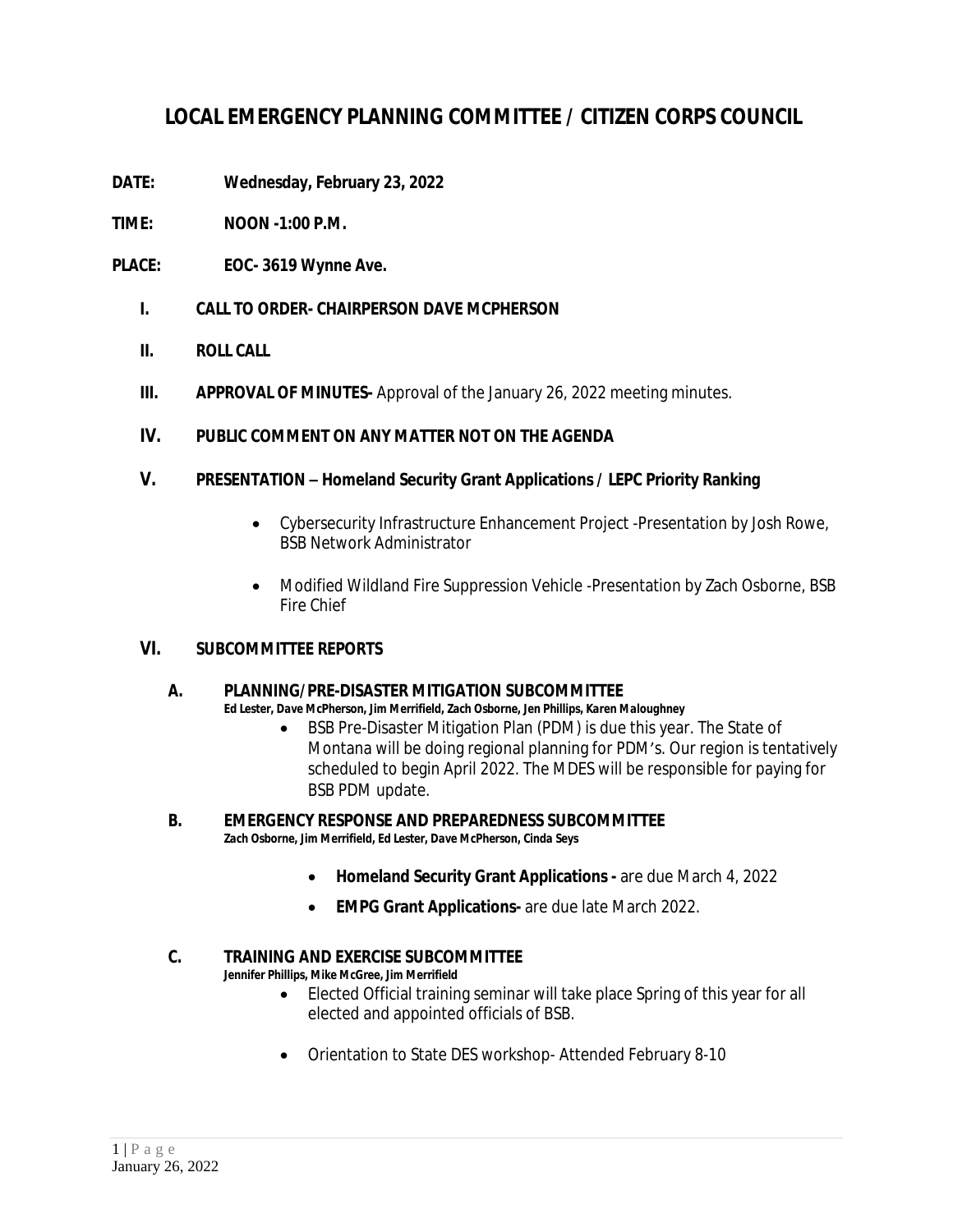# LOCAL EMERGENCY PLANNING COMMITTEE / CITIZEN CORPS COUNCIL

**DATE:** **Wednesday, February 23, 2022**

**TIME:** **NOON -1:00 P.M.**

**PLACE:** **EOC- 3619 Wynne Ave.**

**I. CALL TO ORDER- CHAIRPERSON DAVE MCPHERSON**

**II. ROLL CALL**

**III. APPROVAL OF MINUTES-** Approval of the January 26, 2022 meeting minutes.

**IV. PUBLIC COMMENT ON ANY MATTER NOT ON THE AGENDA**

**V. PRESENTATION – Homeland Security Grant Applications / LEPC Priority Ranking**

- Cybersecurity Infrastructure Enhancement Project -Presentation by Josh Rowe, BSB Network Administrator
- Modified Wildland Fire Suppression Vehicle -Presentation by Zach Osborne, BSB Fire Chief

**VI. SUBCOMMITTEE REPORTS**

**A. PLANNING/PRE-DISASTER MITIGATION SUBCOMMITTEE**
**Ed Lester, Dave McPherson, Jim Merrifield, Zach Osborne, Jen Phillips, Karen Maloughney**

- BSB Pre-Disaster Mitigation Plan (PDM) is due this year. The State of Montana will be doing regional planning for PDM's. Our region is tentatively scheduled to begin April 2022. The MDES will be responsible for paying for BSB PDM update.

**B. EMERGENCY RESPONSE AND PREPAREDNESS SUBCOMMITTEE**
**Zach Osborne, Jim Merrifield, Ed Lester, Dave McPherson, Cinda Seys**

- **Homeland Security Grant Applications -** are due March 4, 2022
- **EMPG Grant Applications-** are due late March 2022.

**C. TRAINING AND EXERCISE SUBCOMMITTEE**
**Jennifer Phillips, Mike McGree, Jim Merrifield**

- Elected Official training seminar will take place Spring of this year for all elected and appointed officials of BSB.
- Orientation to State DES workshop- Attended February 8-10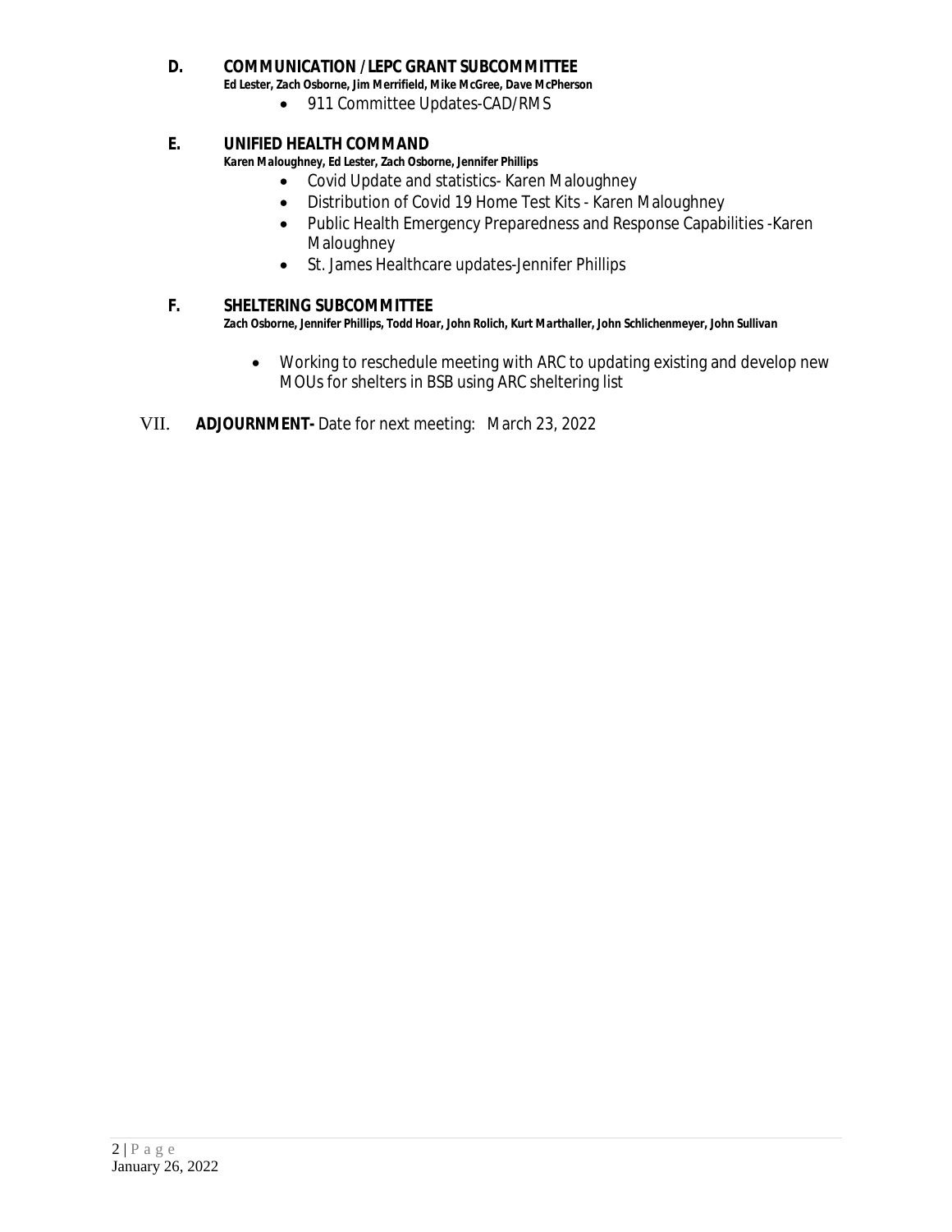**D. COMMUNICATION / LEPC GRANT SUBCOMMITTEE**

**Ed Lester, Zach Osborne, Jim Merrifield, Mike McGree, Dave McPherson**

- 911 Committee Updates-CAD/RMS

**E. UNIFIED HEALTH COMMAND**

**Karen Maloughney, Ed Lester, Zach Osborne, Jennifer Phillips**

- Covid Update and statistics- Karen Maloughney
- Distribution of Covid 19 Home Test Kits - Karen Maloughney
- Public Health Emergency Preparedness and Response Capabilities -Karen Maloughney
- St. James Healthcare updates-Jennifer Phillips

**F. SHELTERING SUBCOMMITTEE**

**Zach Osborne, Jennifer Phillips, Todd Hoar, John Rolich, Kurt Marthaller, John Schlichenmeyer, John Sullivan**

- Working to reschedule meeting with ARC to updating existing and develop new MOUs for shelters in BSB using ARC sheltering list

VII. **ADJOURNMENT-** Date for next meeting: March 23, 2022